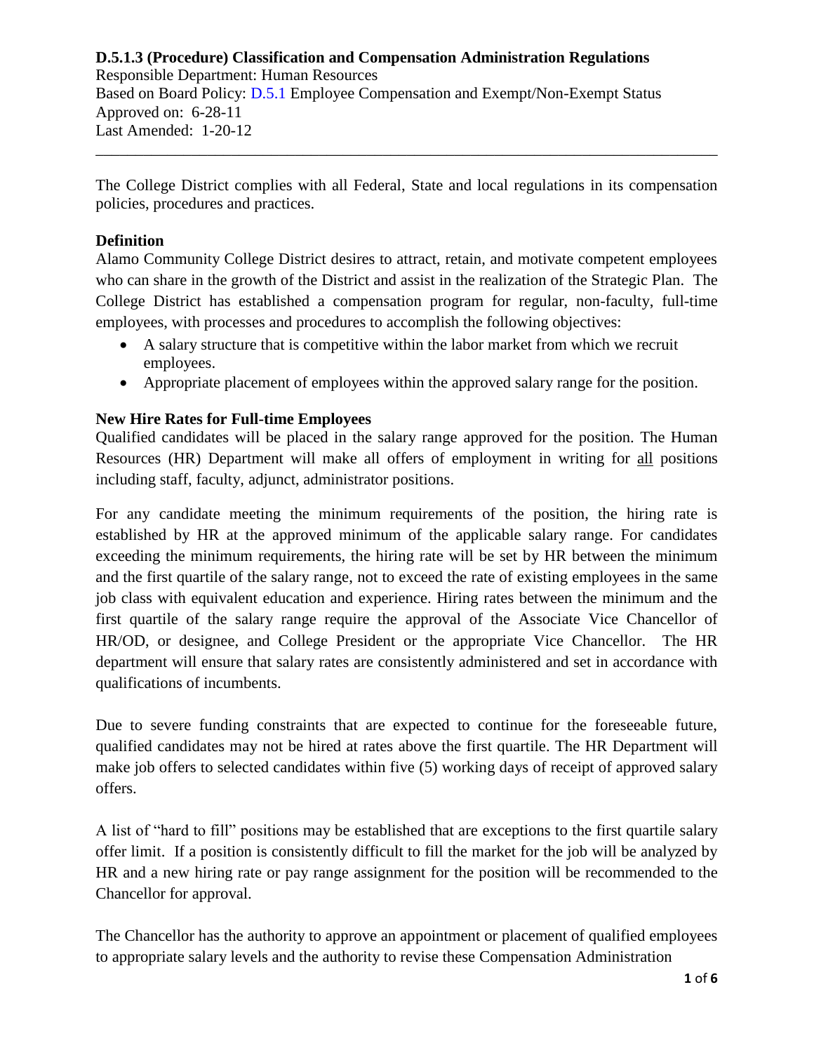# D.5.1.3 (Procedure) Classification and Compensation Administration Regulations

Responsible Department: Human Resources
Based on Board Policy: D.5.1 Employee Compensation and Exempt/Non-Exempt Status
Approved on: 6-28-11
Last Amended: 1-20-12

---

The College District complies with all Federal, State and local regulations in its compensation policies, procedures and practices.

## Definition

Alamo Community College District desires to attract, retain, and motivate competent employees who can share in the growth of the District and assist in the realization of the Strategic Plan. The College District has established a compensation program for regular, non-faculty, full-time employees, with processes and procedures to accomplish the following objectives:

- A salary structure that is competitive within the labor market from which we recruit employees.
- Appropriate placement of employees within the approved salary range for the position.

## New Hire Rates for Full-time Employees

Qualified candidates will be placed in the salary range approved for the position. The Human Resources (HR) Department will make all offers of employment in writing for all positions including staff, faculty, adjunct, administrator positions.

For any candidate meeting the minimum requirements of the position, the hiring rate is established by HR at the approved minimum of the applicable salary range. For candidates exceeding the minimum requirements, the hiring rate will be set by HR between the minimum and the first quartile of the salary range, not to exceed the rate of existing employees in the same job class with equivalent education and experience. Hiring rates between the minimum and the first quartile of the salary range require the approval of the Associate Vice Chancellor of HR/OD, or designee, and College President or the appropriate Vice Chancellor. The HR department will ensure that salary rates are consistently administered and set in accordance with qualifications of incumbents.

Due to severe funding constraints that are expected to continue for the foreseeable future, qualified candidates may not be hired at rates above the first quartile. The HR Department will make job offers to selected candidates within five (5) working days of receipt of approved salary offers.

A list of "hard to fill" positions may be established that are exceptions to the first quartile salary offer limit. If a position is consistently difficult to fill the market for the job will be analyzed by HR and a new hiring rate or pay range assignment for the position will be recommended to the Chancellor for approval.

The Chancellor has the authority to approve an appointment or placement of qualified employees to appropriate salary levels and the authority to revise these Compensation Administration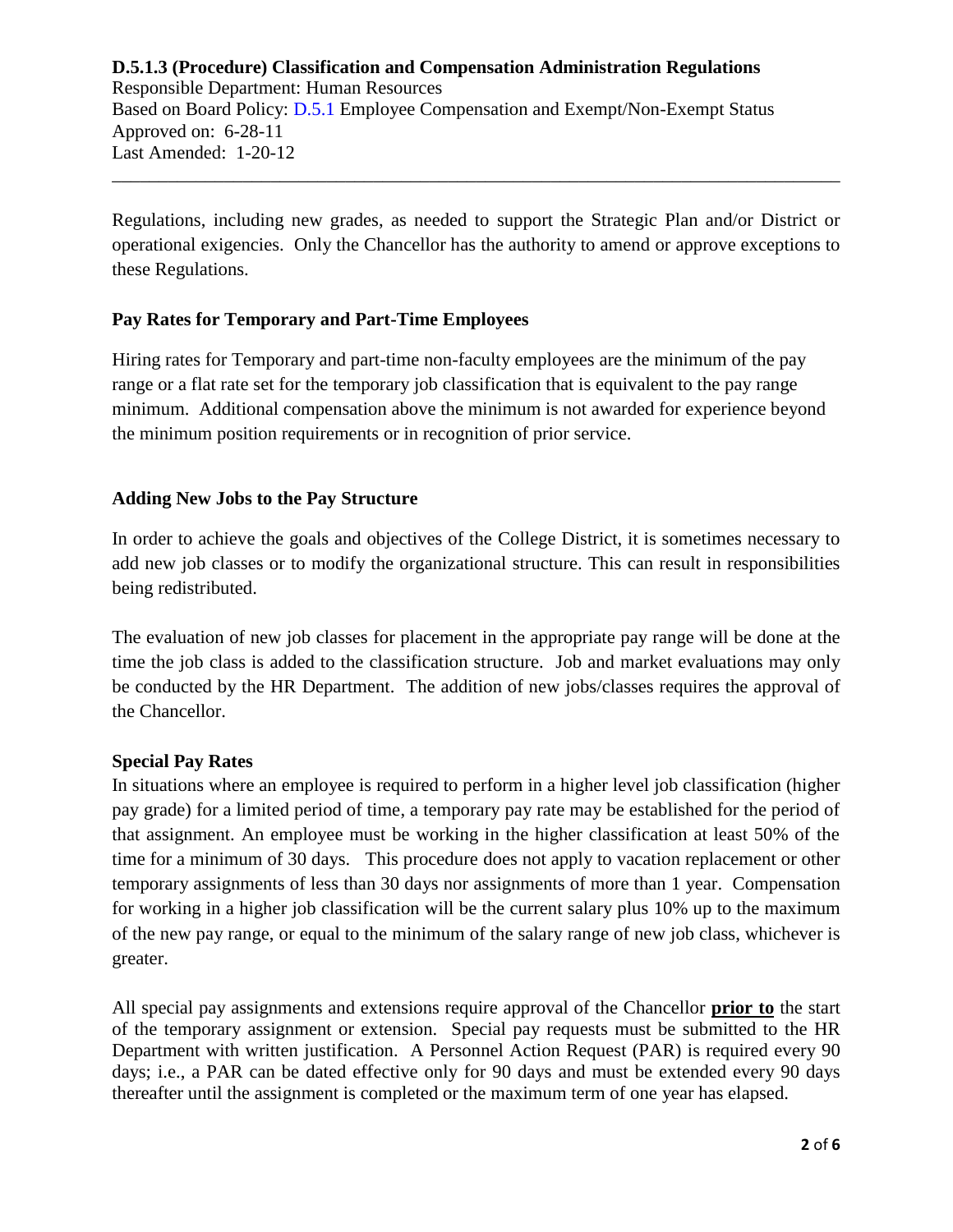Regulations, including new grades, as needed to support the Strategic Plan and/or District or operational exigencies. Only the Chancellor has the authority to amend or approve exceptions to these Regulations.

## Pay Rates for Temporary and Part-Time Employees

Hiring rates for Temporary and part-time non-faculty employees are the minimum of the pay range or a flat rate set for the temporary job classification that is equivalent to the pay range minimum. Additional compensation above the minimum is not awarded for experience beyond the minimum position requirements or in recognition of prior service.

## Adding New Jobs to the Pay Structure

In order to achieve the goals and objectives of the College District, it is sometimes necessary to add new job classes or to modify the organizational structure. This can result in responsibilities being redistributed.

The evaluation of new job classes for placement in the appropriate pay range will be done at the time the job class is added to the classification structure. Job and market evaluations may only be conducted by the HR Department. The addition of new jobs/classes requires the approval of the Chancellor.

## Special Pay Rates

In situations where an employee is required to perform in a higher level job classification (higher pay grade) for a limited period of time, a temporary pay rate may be established for the period of that assignment. An employee must be working in the higher classification at least 50% of the time for a minimum of 30 days. This procedure does not apply to vacation replacement or other temporary assignments of less than 30 days nor assignments of more than 1 year. Compensation for working in a higher job classification will be the current salary plus 10% up to the maximum of the new pay range, or equal to the minimum of the salary range of new job class, whichever is greater.

All special pay assignments and extensions require approval of the Chancellor **prior to** the start of the temporary assignment or extension. Special pay requests must be submitted to the HR Department with written justification. A Personnel Action Request (PAR) is required every 90 days; i.e., a PAR can be dated effective only for 90 days and must be extended every 90 days thereafter until the assignment is completed or the maximum term of one year has elapsed.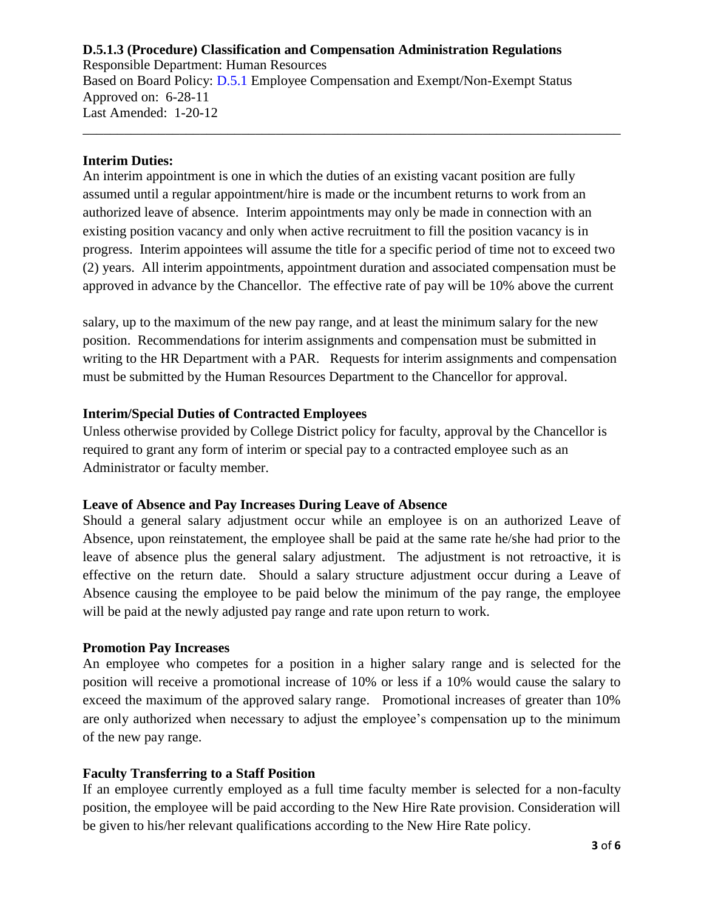**D.5.1.3 (Procedure) Classification and Compensation Administration Regulations**
Responsible Department: Human Resources
Based on Board Policy: D.5.1 Employee Compensation and Exempt/Non-Exempt Status
Approved on: 6-28-11
Last Amended: 1-20-12

---

**Interim Duties:**

An interim appointment is one in which the duties of an existing vacant position are fully assumed until a regular appointment/hire is made or the incumbent returns to work from an authorized leave of absence. Interim appointments may only be made in connection with an existing position vacancy and only when active recruitment to fill the position vacancy is in progress. Interim appointees will assume the title for a specific period of time not to exceed two (2) years. All interim appointments, appointment duration and associated compensation must be approved in advance by the Chancellor. The effective rate of pay will be 10% above the current salary, up to the maximum of the new pay range, and at least the minimum salary for the new position. Recommendations for interim assignments and compensation must be submitted in writing to the HR Department with a PAR. Requests for interim assignments and compensation must be submitted by the Human Resources Department to the Chancellor for approval.

**Interim/Special Duties of Contracted Employees**

Unless otherwise provided by College District policy for faculty, approval by the Chancellor is required to grant any form of interim or special pay to a contracted employee such as an Administrator or faculty member.

**Leave of Absence and Pay Increases During Leave of Absence**

Should a general salary adjustment occur while an employee is on an authorized Leave of Absence, upon reinstatement, the employee shall be paid at the same rate he/she had prior to the leave of absence plus the general salary adjustment. The adjustment is not retroactive, it is effective on the return date. Should a salary structure adjustment occur during a Leave of Absence causing the employee to be paid below the minimum of the pay range, the employee will be paid at the newly adjusted pay range and rate upon return to work.

**Promotion Pay Increases**

An employee who competes for a position in a higher salary range and is selected for the position will receive a promotional increase of 10% or less if a 10% would cause the salary to exceed the maximum of the approved salary range. Promotional increases of greater than 10% are only authorized when necessary to adjust the employee's compensation up to the minimum of the new pay range.

**Faculty Transferring to a Staff Position**

If an employee currently employed as a full time faculty member is selected for a non-faculty position, the employee will be paid according to the New Hire Rate provision. Consideration will be given to his/her relevant qualifications according to the New Hire Rate policy.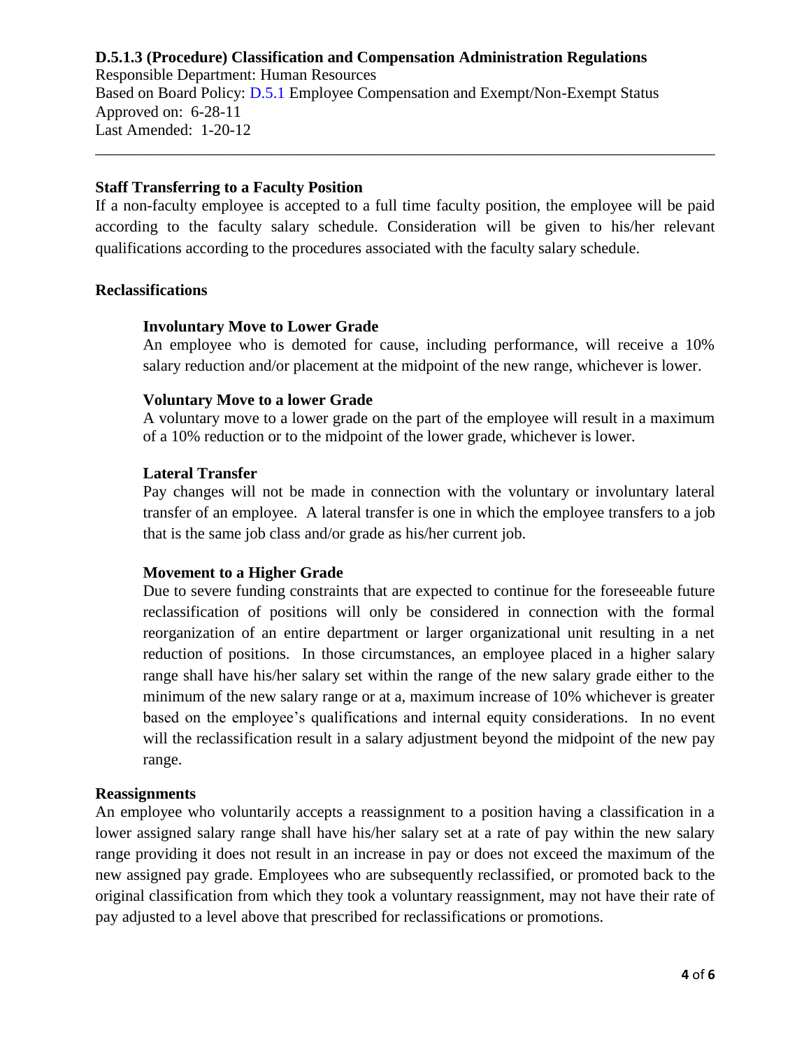**D.5.1.3 (Procedure) Classification and Compensation Administration Regulations**
Responsible Department: Human Resources
Based on Board Policy: D.5.1 Employee Compensation and Exempt/Non-Exempt Status
Approved on: 6-28-11
Last Amended: 1-20-12

---

## Staff Transferring to a Faculty Position

If a non-faculty employee is accepted to a full time faculty position, the employee will be paid according to the faculty salary schedule. Consideration will be given to his/her relevant qualifications according to the procedures associated with the faculty salary schedule.

## Reclassifications

### Involuntary Move to Lower Grade

An employee who is demoted for cause, including performance, will receive a 10% salary reduction and/or placement at the midpoint of the new range, whichever is lower.

### Voluntary Move to a lower Grade

A voluntary move to a lower grade on the part of the employee will result in a maximum of a 10% reduction or to the midpoint of the lower grade, whichever is lower.

### Lateral Transfer

Pay changes will not be made in connection with the voluntary or involuntary lateral transfer of an employee. A lateral transfer is one in which the employee transfers to a job that is the same job class and/or grade as his/her current job.

### Movement to a Higher Grade

Due to severe funding constraints that are expected to continue for the foreseeable future reclassification of positions will only be considered in connection with the formal reorganization of an entire department or larger organizational unit resulting in a net reduction of positions. In those circumstances, an employee placed in a higher salary range shall have his/her salary set within the range of the new salary grade either to the minimum of the new salary range or at a, maximum increase of 10% whichever is greater based on the employee's qualifications and internal equity considerations. In no event will the reclassification result in a salary adjustment beyond the midpoint of the new pay range.

## Reassignments

An employee who voluntarily accepts a reassignment to a position having a classification in a lower assigned salary range shall have his/her salary set at a rate of pay within the new salary range providing it does not result in an increase in pay or does not exceed the maximum of the new assigned pay grade. Employees who are subsequently reclassified, or promoted back to the original classification from which they took a voluntary reassignment, may not have their rate of pay adjusted to a level above that prescribed for reclassifications or promotions.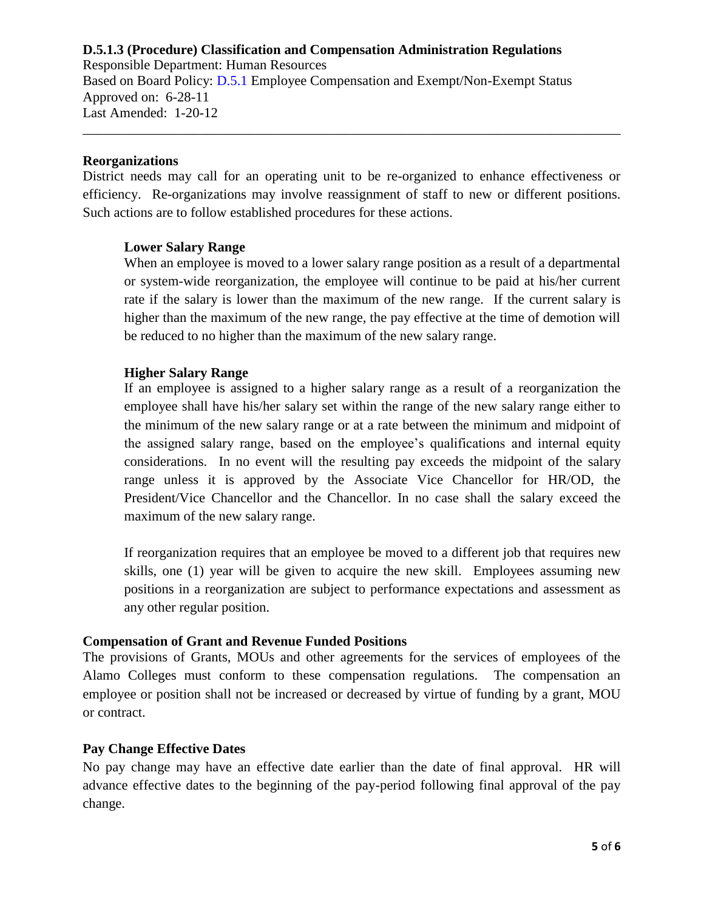**D.5.1.3 (Procedure) Classification and Compensation Administration Regulations**

Responsible Department: Human Resources
Based on Board Policy: D.5.1 Employee Compensation and Exempt/Non-Exempt Status
Approved on: 6-28-11
Last Amended: 1-20-12

---

## Reorganizations

District needs may call for an operating unit to be re-organized to enhance effectiveness or efficiency. Re-organizations may involve reassignment of staff to new or different positions. Such actions are to follow established procedures for these actions.

### Lower Salary Range

When an employee is moved to a lower salary range position as a result of a departmental or system-wide reorganization, the employee will continue to be paid at his/her current rate if the salary is lower than the maximum of the new range. If the current salary is higher than the maximum of the new range, the pay effective at the time of demotion will be reduced to no higher than the maximum of the new salary range.

### Higher Salary Range

If an employee is assigned to a higher salary range as a result of a reorganization the employee shall have his/her salary set within the range of the new salary range either to the minimum of the new salary range or at a rate between the minimum and midpoint of the assigned salary range, based on the employee's qualifications and internal equity considerations. In no event will the resulting pay exceeds the midpoint of the salary range unless it is approved by the Associate Vice Chancellor for HR/OD, the President/Vice Chancellor and the Chancellor. In no case shall the salary exceed the maximum of the new salary range.

If reorganization requires that an employee be moved to a different job that requires new skills, one (1) year will be given to acquire the new skill. Employees assuming new positions in a reorganization are subject to performance expectations and assessment as any other regular position.

## Compensation of Grant and Revenue Funded Positions

The provisions of Grants, MOUs and other agreements for the services of employees of the Alamo Colleges must conform to these compensation regulations. The compensation an employee or position shall not be increased or decreased by virtue of funding by a grant, MOU or contract.

## Pay Change Effective Dates

No pay change may have an effective date earlier than the date of final approval. HR will advance effective dates to the beginning of the pay-period following final approval of the pay change.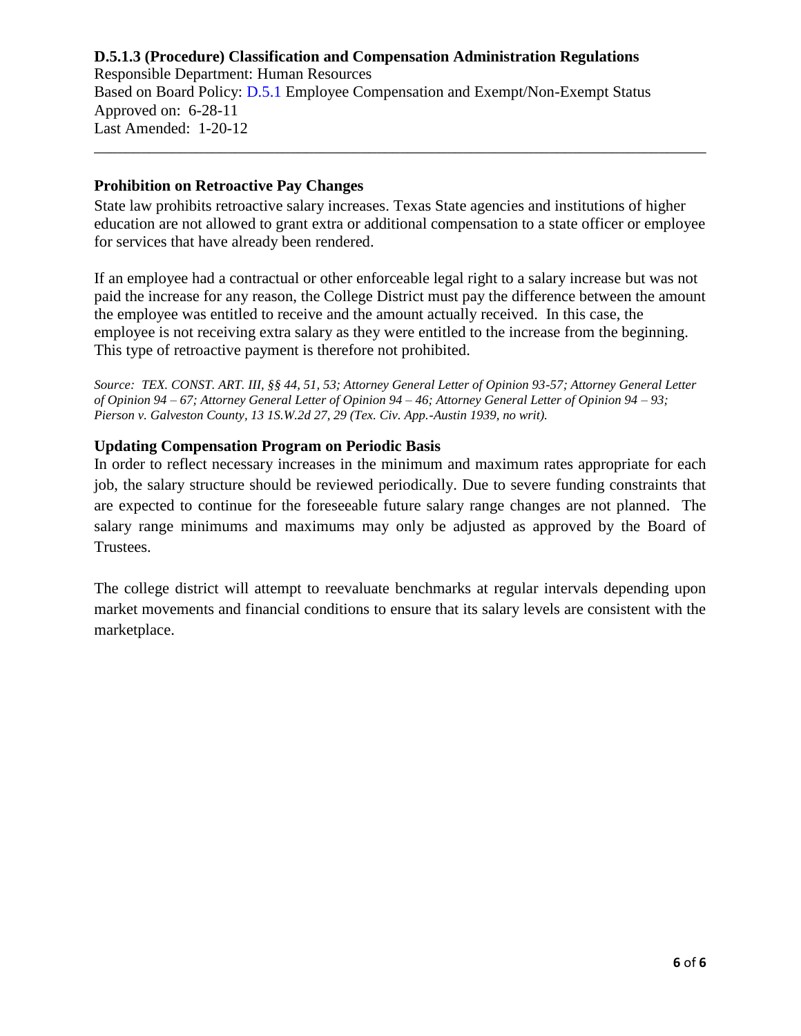**D.5.1.3 (Procedure) Classification and Compensation Administration Regulations**

Responsible Department: Human Resources
Based on Board Policy: D.5.1 Employee Compensation and Exempt/Non-Exempt Status
Approved on: 6-28-11
Last Amended: 1-20-12

---

### Prohibition on Retroactive Pay Changes

State law prohibits retroactive salary increases. Texas State agencies and institutions of higher education are not allowed to grant extra or additional compensation to a state officer or employee for services that have already been rendered.

If an employee had a contractual or other enforceable legal right to a salary increase but was not paid the increase for any reason, the College District must pay the difference between the amount the employee was entitled to receive and the amount actually received. In this case, the employee is not receiving extra salary as they were entitled to the increase from the beginning. This type of retroactive payment is therefore not prohibited.

*Source: TEX. CONST. ART. III, §§ 44, 51, 53; Attorney General Letter of Opinion 93-57; Attorney General Letter of Opinion 94 – 67; Attorney General Letter of Opinion 94 – 46; Attorney General Letter of Opinion 94 – 93; Pierson v. Galveston County, 13 1S.W.2d 27, 29 (Tex. Civ. App.-Austin 1939, no writ).*

### Updating Compensation Program on Periodic Basis

In order to reflect necessary increases in the minimum and maximum rates appropriate for each job, the salary structure should be reviewed periodically. Due to severe funding constraints that are expected to continue for the foreseeable future salary range changes are not planned. The salary range minimums and maximums may only be adjusted as approved by the Board of Trustees.

The college district will attempt to reevaluate benchmarks at regular intervals depending upon market movements and financial conditions to ensure that its salary levels are consistent with the marketplace.